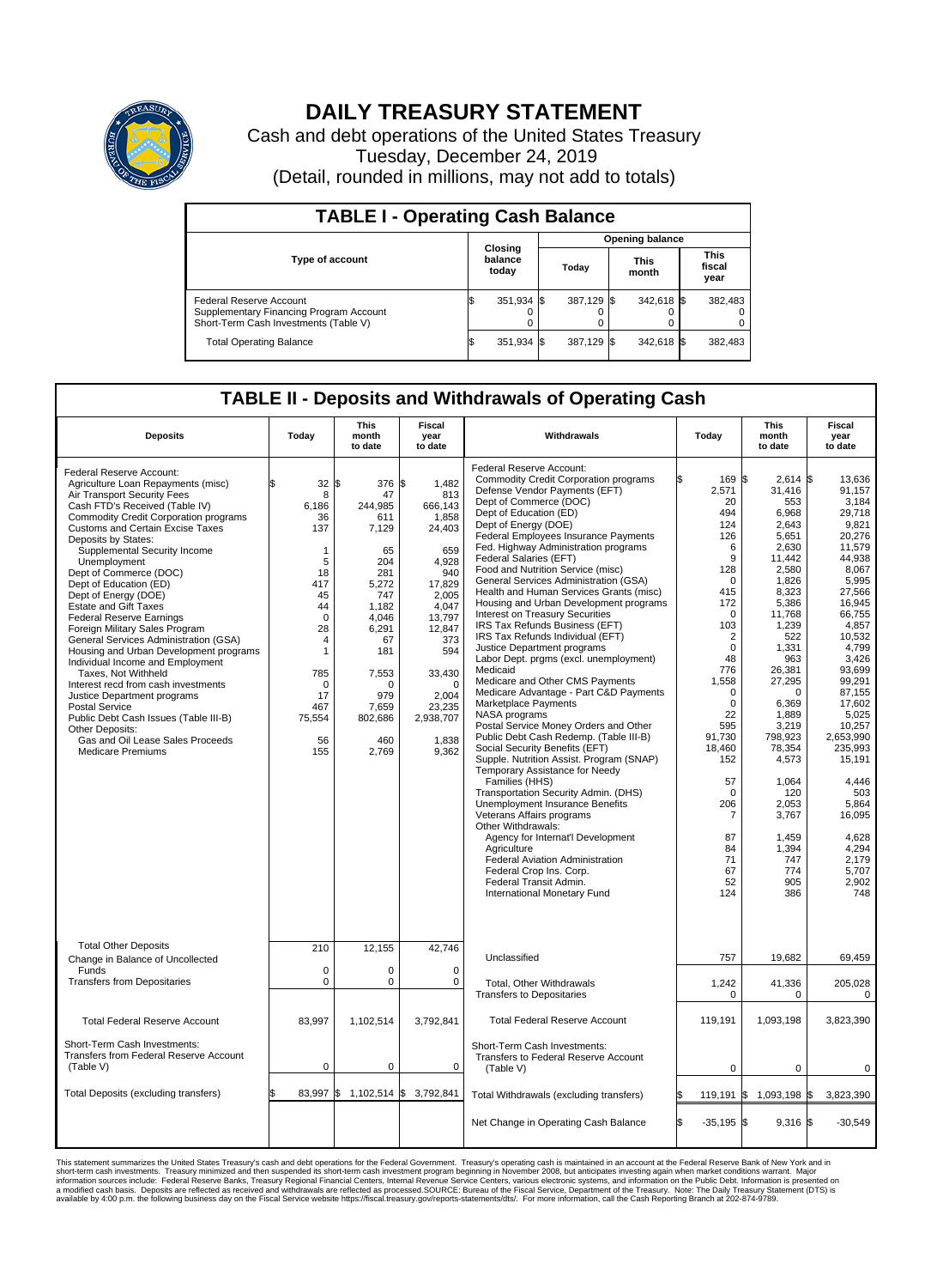# DAILY TREASURY STATEMENT

Cash and debt operations of the United States Treasury

Tuesday, December 24, 2019

(Detail, rounded in millions, may not add to totals)

## TABLE I - Operating Cash Balance

| Type of account | Closing balance today | Opening balance Today | Opening balance This month | Opening balance This fiscal year |
|---|---|---|---|---|
| Federal Reserve Account | $ 351,934 | $ 387,129 | $ 342,618 | $ 382,483 |
| Supplementary Financing Program Account | 0 | 0 | 0 | 0 |
| Short-Term Cash Investments (Table V) | 0 | 0 | 0 | 0 |
| Total Operating Balance | $ 351,934 | $ 387,129 | $ 342,618 | $ 382,483 |

## TABLE II - Deposits and Withdrawals of Operating Cash

| Deposits | Today | This month to date | Fiscal year to date | Withdrawals | Today | This month to date | Fiscal year to date |
|---|---|---|---|---|---|---|---|
| Federal Reserve Account: | | | | Federal Reserve Account: | | | |
| Agriculture Loan Repayments (misc) | $ 32 | $ 376 | $ 1,482 | Commodity Credit Corporation programs | $ 169 | $ 2,614 | $ 13,636 |
| Air Transport Security Fees | 8 | 47 | 813 | Defense Vendor Payments (EFT) | 2,571 | 31,416 | 91,157 |
| Cash FTD's Received (Table IV) | 6,186 | 244,985 | 666,143 | Dept of Commerce (DOC) | 20 | 553 | 3,184 |
| Commodity Credit Corporation programs | 36 | 611 | 1,858 | Dept of Education (ED) | 494 | 6,968 | 29,718 |
| Customs and Certain Excise Taxes | 137 | 7,129 | 24,403 | Dept of Energy (DOE) | 124 | 2,643 | 9,821 |
| Deposits by States: | | | | Federal Employees Insurance Payments | 126 | 5,651 | 20,276 |
| Supplemental Security Income | 1 | 65 | 659 | Fed. Highway Administration programs | 6 | 2,630 | 11,579 |
| Unemployment | 5 | 204 | 4,928 | Federal Salaries (EFT) | 9 | 11,442 | 44,938 |
| Dept of Commerce (DOC) | 18 | 281 | 940 | Food and Nutrition Service (misc) | 128 | 2,580 | 8,067 |
| Dept of Education (ED) | 417 | 5,272 | 17,829 | General Services Administration (GSA) | 0 | 1,826 | 5,995 |
| Dept of Energy (DOE) | 45 | 747 | 2,005 | Health and Human Services Grants (misc) | 415 | 8,323 | 27,566 |
| Estate and Gift Taxes | 44 | 1,182 | 4,047 | Housing and Urban Development programs | 172 | 5,386 | 16,945 |
| Federal Reserve Earnings | 0 | 4,046 | 13,797 | Interest on Treasury Securities | 0 | 11,768 | 66,755 |
| Foreign Military Sales Program | 28 | 6,291 | 12,847 | IRS Tax Refunds Business (EFT) | 103 | 1,239 | 4,857 |
| General Services Administration (GSA) | 4 | 67 | 373 | IRS Tax Refunds Individual (EFT) | 2 | 522 | 10,532 |
| Housing and Urban Development programs | 1 | 181 | 594 | Justice Department programs | 0 | 1,331 | 4,799 |
| Individual Income and Employment Taxes, Not Withheld | 785 | 7,553 | 33,430 | Labor Dept. prgms (excl. unemployment) | 48 | 963 | 3,426 |
| Interest recd from cash investments | 0 | 0 | 0 | Medicaid | 776 | 26,381 | 93,699 |
| Justice Department programs | 17 | 979 | 2,004 | Medicare and Other CMS Payments | 1,558 | 27,295 | 99,291 |
| Postal Service | 467 | 7,659 | 23,235 | Medicare Advantage - Part C&D Payments | 0 | 0 | 87,155 |
| Public Debt Cash Issues (Table III-B) | 75,554 | 802,686 | 2,938,707 | Marketplace Payments | 0 | 6,369 | 17,602 |
| Other Deposits: | | | | NASA programs | 22 | 1,889 | 5,025 |
| Gas and Oil Lease Sales Proceeds | 56 | 460 | 1,838 | Postal Service Money Orders and Other | 595 | 3,219 | 10,257 |
| Medicare Premiums | 155 | 2,769 | 9,362 | Public Debt Cash Redemp. (Table III-B) | 91,730 | 798,923 | 2,653,990 |
| | | | | Social Security Benefits (EFT) | 18,460 | 78,354 | 235,993 |
| | | | | Supple. Nutrition Assist. Program (SNAP) | 152 | 4,573 | 15,191 |
| | | | | Temporary Assistance for Needy Families (HHS) | 57 | 1,064 | 4,446 |
| | | | | Transportation Security Admin. (DHS) | 0 | 120 | 503 |
| | | | | Unemployment Insurance Benefits | 206 | 2,053 | 5,864 |
| | | | | Veterans Affairs programs | 7 | 3,767 | 16,095 |
| | | | | Other Withdrawals: | | | |
| | | | | Agency for Internat'l Development | 87 | 1,459 | 4,628 |
| | | | | Agriculture | 84 | 1,394 | 4,294 |
| | | | | Federal Aviation Administration | 71 | 747 | 2,179 |
| | | | | Federal Crop Ins. Corp. | 67 | 774 | 5,707 |
| | | | | Federal Transit Admin. | 52 | 905 | 2,902 |
| | | | | International Monetary Fund | 124 | 386 | 748 |
| Total Other Deposits | 210 | 12,155 | 42,746 | Unclassified | 757 | 19,682 | 69,459 |
| Change in Balance of Uncollected Funds | 0 | 0 | 0 | | | | |
| Transfers from Depositaries | 0 | 0 | 0 | Total, Other Withdrawals | 1,242 | 41,336 | 205,028 |
| | | | | Transfers to Depositaries | 0 | 0 | 0 |
| Total Federal Reserve Account | 83,997 | 1,102,514 | 3,792,841 | Total Federal Reserve Account | 119,191 | 1,093,198 | 3,823,390 |
| Short-Term Cash Investments: Transfers from Federal Reserve Account (Table V) | 0 | 0 | 0 | Short-Term Cash Investments: Transfers to Federal Reserve Account (Table V) | 0 | 0 | 0 |
| Total Deposits (excluding transfers) | $ 83,997 | $ 1,102,514 | $ 3,792,841 | Total Withdrawals (excluding transfers) | $ 119,191 | $ 1,093,198 | $ 3,823,390 |
| | | | | Net Change in Operating Cash Balance | $ -35,195 | $ 9,316 | $ -30,549 |

This statement summarizes the United States Treasury's cash and debt operations for the Federal Government. Treasury's operating cash is maintained in an account at the Federal Reserve Bank of New York and in short-term cash investments. Treasury minimized and then suspended its short-term cash investment program beginning in November 2008, but anticipates investing again when market conditions warrant. Major information sources include: Federal Reserve Banks, Treasury Regional Financial Centers, Internal Revenue Service Centers, various electronic systems, and information on the Public Debt. Information is presented on a modified cash basis. Deposits are reflected as received and withdrawals are reflected as processed.SOURCE: Bureau of the Fiscal Service, Department of the Treasury. Note: The Daily Treasury Statement (DTS) is available by 4:00 p.m. the following business day on the Fiscal Service website https://fiscal.treasury.gov/reports-statements/dts/. For more information, call the Cash Reporting Branch at 202-874-9789.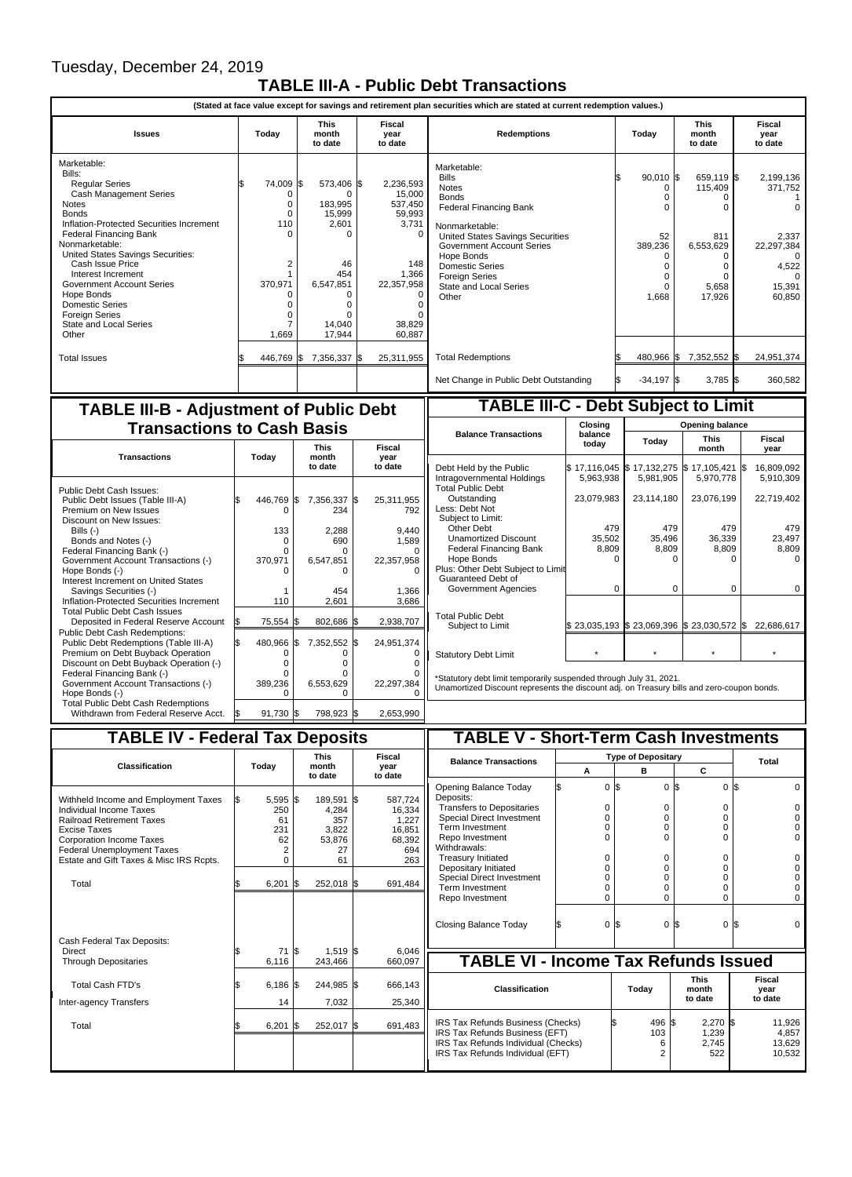Tuesday, December 24, 2019

# TABLE III-A - Public Debt Transactions

(Stated at face value except for savings and retirement plan securities which are stated at current redemption values.)

| Issues | Today | This month to date | Fiscal year to date |
|---|---|---|---|
| Marketable: | | | |
| Bills: | | | |
| Regular Series | $ 74,009 | $ 573,406 | $ 2,236,593 |
| Cash Management Series | 0 | 0 | 15,000 |
| Notes | 0 | 183,995 | 537,450 |
| Bonds | 0 | 15,999 | 59,993 |
| Inflation-Protected Securities Increment | 110 | 2,601 | 3,731 |
| Federal Financing Bank | 0 | 0 | 0 |
| Nonmarketable: | | | |
| United States Savings Securities: | | | |
| Cash Issue Price | 2 | 46 | 148 |
| Interest Increment | 1 | 454 | 1,366 |
| Government Account Series | 370,971 | 6,547,851 | 22,357,958 |
| Hope Bonds | 0 | 0 | 0 |
| Domestic Series | 0 | 0 | 0 |
| Foreign Series | 0 | 0 | 0 |
| State and Local Series | 7 | 14,040 | 38,829 |
| Other | 1,669 | 17,944 | 60,887 |
| Total Issues | $ 446,769 | $ 7,356,337 | $ 25,311,955 |

| Redemptions | Today | This month to date | Fiscal year to date |
|---|---|---|---|
| Marketable: | | | |
| Bills | $ 90,010 | $ 659,119 | $ 2,199,136 |
| Notes | 0 | 115,409 | 371,752 |
| Bonds | 0 | 0 | 1 |
| Federal Financing Bank | 0 | 0 | 0 |
| Nonmarketable: | | | |
| United States Savings Securities | 52 | 811 | 2,337 |
| Government Account Series | 389,236 | 6,553,629 | 22,297,384 |
| Hope Bonds | 0 | 0 | 0 |
| Domestic Series | 0 | 0 | 4,522 |
| Foreign Series | 0 | 0 | 0 |
| State and Local Series | 0 | 5,658 | 15,391 |
| Other | 1,668 | 17,926 | 60,850 |
| Total Redemptions | $ 480,966 | $ 7,352,552 | $ 24,951,374 |
| Net Change in Public Debt Outstanding | $ -34,197 | $ 3,785 | $ 360,582 |

# TABLE III-B - Adjustment of Public Debt Transactions to Cash Basis

| Transactions | Today | This month to date | Fiscal year to date |
|---|---|---|---|
| Public Debt Cash Issues: | | | |
| Public Debt Issues (Table III-A) | $ 446,769 | $ 7,356,337 | $ 25,311,955 |
| Premium on New Issues | 0 | 234 | 792 |
| Discount on New Issues: | | | |
| Bills (-) | 133 | 2,288 | 9,440 |
| Bonds and Notes (-) | 0 | 690 | 1,589 |
| Federal Financing Bank (-) | 0 | 0 | 0 |
| Government Account Transactions (-) | 370,971 | 6,547,851 | 22,357,958 |
| Hope Bonds (-) | 0 | 0 | 0 |
| Interest Increment on United States Savings Securities (-) | 1 | 454 | 1,366 |
| Inflation-Protected Securities Increment | 110 | 2,601 | 3,686 |
| Total Public Debt Cash Issues Deposited in Federal Reserve Account | $ 75,554 | $ 802,686 | $ 2,938,707 |
| Public Debt Cash Redemptions: | | | |
| Public Debt Redemptions (Table III-A) | $ 480,966 | $ 7,352,552 | $ 24,951,374 |
| Premium on Debt Buyback Operation | 0 | 0 | 0 |
| Discount on Debt Buyback Operation (-) | 0 | 0 | 0 |
| Federal Financing Bank (-) | 0 | 0 | 0 |
| Government Account Transactions (-) | 389,236 | 6,553,629 | 22,297,384 |
| Hope Bonds (-) | 0 | 0 | 0 |
| Total Public Debt Cash Redemptions Withdrawn from Federal Reserve Acct. | $ 91,730 | $ 798,923 | $ 2,653,990 |

# TABLE III-C - Debt Subject to Limit

| Balance Transactions | Closing balance today | Opening balance Today | Opening balance This month | Opening balance Fiscal year |
|---|---|---|---|---|
| Debt Held by the Public | $ 17,116,045 | $ 17,132,275 | $ 17,105,421 | $ 16,809,092 |
| Intragovernmental Holdings | 5,963,938 | 5,981,905 | 5,970,778 | 5,910,309 |
| Total Public Debt Outstanding | 23,079,983 | 23,114,180 | 23,076,199 | 22,719,402 |
| Less: Debt Not Subject to Limit: | | | | |
| Other Debt | 479 | 479 | 479 | 479 |
| Unamortized Discount | 35,502 | 35,496 | 36,339 | 23,497 |
| Federal Financing Bank | 8,809 | 8,809 | 8,809 | 8,809 |
| Hope Bonds | 0 | 0 | 0 | 0 |
| Plus: Other Debt Subject to Limit | | | | |
| Guaranteed Debt of Government Agencies | 0 | 0 | 0 | 0 |
| Total Public Debt Subject to Limit | $ 23,035,193 | $ 23,069,396 | $ 23,030,572 | $ 22,686,617 |
| Statutory Debt Limit | * | * | * | * |

*Statutory debt limit temporarily suspended through July 31, 2021.
Unamortized Discount represents the discount adj. on Treasury bills and zero-coupon bonds.

# TABLE IV - Federal Tax Deposits

| Classification | Today | This month to date | Fiscal year to date |
|---|---|---|---|
| Withheld Income and Employment Taxes | $ 5,595 | $ 189,591 | $ 587,724 |
| Individual Income Taxes | 250 | 4,284 | 16,334 |
| Railroad Retirement Taxes | 61 | 357 | 1,227 |
| Excise Taxes | 231 | 3,822 | 16,851 |
| Corporation Income Taxes | 62 | 53,876 | 68,392 |
| Federal Unemployment Taxes | 2 | 27 | 694 |
| Estate and Gift Taxes & Misc IRS Rcpts. | 0 | 61 | 263 |
| Total | $ 6,201 | $ 252,018 | $ 691,484 |
| Cash Federal Tax Deposits: | | | |
| Direct | $ 71 | $ 1,519 | $ 6,046 |
| Through Depositaries | 6,116 | 243,466 | 660,097 |
| Total Cash FTD's | $ 6,186 | $ 244,985 | $ 666,143 |
| Inter-agency Transfers | 14 | 7,032 | 25,340 |
| Total | $ 6,201 | $ 252,017 | $ 691,483 |

# TABLE V - Short-Term Cash Investments

| Balance Transactions | Type of Depositary A | Type of Depositary B | Type of Depositary C | Total |
|---|---|---|---|---|
| Opening Balance Today | $ 0 | $ 0 | $ 0 | $ 0 |
| Deposits: | | | | |
| Transfers to Depositaries | 0 | 0 | 0 | 0 |
| Special Direct Investment | 0 | 0 | 0 | 0 |
| Term Investment | 0 | 0 | 0 | 0 |
| Repo Investment | 0 | 0 | 0 | 0 |
| Withdrawals: | | | | |
| Treasury Initiated | 0 | 0 | 0 | 0 |
| Depositary Initiated | 0 | 0 | 0 | 0 |
| Special Direct Investment | 0 | 0 | 0 | 0 |
| Term Investment | 0 | 0 | 0 | 0 |
| Repo Investment | 0 | 0 | 0 | 0 |
| Closing Balance Today | $ 0 | $ 0 | $ 0 | $ 0 |

# TABLE VI - Income Tax Refunds Issued

| Classification | Today | This month to date | Fiscal year to date |
|---|---|---|---|
| IRS Tax Refunds Business (Checks) | $ 496 | $ 2,270 | $ 11,926 |
| IRS Tax Refunds Business (EFT) | 103 | 1,239 | 4,857 |
| IRS Tax Refunds Individual (Checks) | 6 | 2,745 | 13,629 |
| IRS Tax Refunds Individual (EFT) | 2 | 522 | 10,532 |